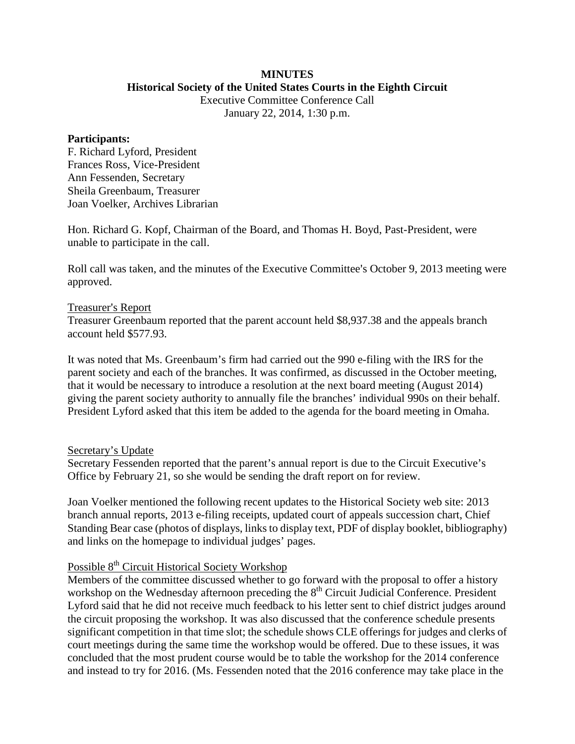**MINUTES**
**Historical Society of the United States Courts in the Eighth Circuit**
Executive Committee Conference Call
January 22, 2014, 1:30 p.m.

**Participants:**
F. Richard Lyford, President
Frances Ross, Vice-President
Ann Fessenden, Secretary
Sheila Greenbaum, Treasurer
Joan Voelker, Archives Librarian

Hon. Richard G. Kopf, Chairman of the Board, and Thomas H. Boyd, Past-President, were unable to participate in the call.

Roll call was taken, and the minutes of the Executive Committee's October 9, 2013 meeting were approved.

Treasurer's Report

Treasurer Greenbaum reported that the parent account held $8,937.38 and the appeals branch account held $577.93.

It was noted that Ms. Greenbaum's firm had carried out the 990 e-filing with the IRS for the parent society and each of the branches. It was confirmed, as discussed in the October meeting, that it would be necessary to introduce a resolution at the next board meeting (August 2014) giving the parent society authority to annually file the branches' individual 990s on their behalf. President Lyford asked that this item be added to the agenda for the board meeting in Omaha.

Secretary's Update

Secretary Fessenden reported that the parent's annual report is due to the Circuit Executive's Office by February 21, so she would be sending the draft report on for review.

Joan Voelker mentioned the following recent updates to the Historical Society web site: 2013 branch annual reports, 2013 e-filing receipts, updated court of appeals succession chart, Chief Standing Bear case (photos of displays, links to display text, PDF of display booklet, bibliography) and links on the homepage to individual judges' pages.

Possible 8th Circuit Historical Society Workshop

Members of the committee discussed whether to go forward with the proposal to offer a history workshop on the Wednesday afternoon preceding the 8th Circuit Judicial Conference. President Lyford said that he did not receive much feedback to his letter sent to chief district judges around the circuit proposing the workshop. It was also discussed that the conference schedule presents significant competition in that time slot; the schedule shows CLE offerings for judges and clerks of court meetings during the same time the workshop would be offered. Due to these issues, it was concluded that the most prudent course would be to table the workshop for the 2014 conference and instead to try for 2016. (Ms. Fessenden noted that the 2016 conference may take place in the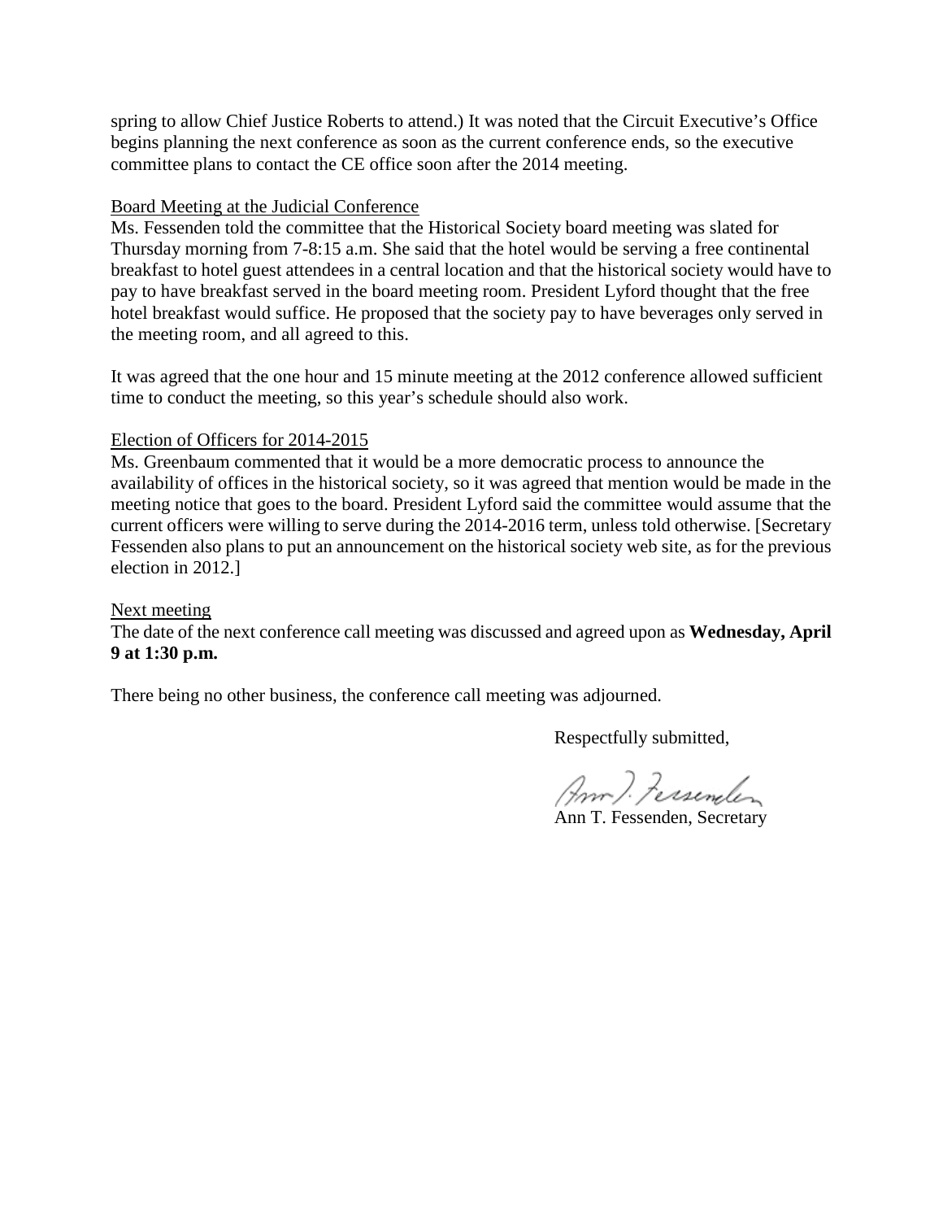spring to allow Chief Justice Roberts to attend.) It was noted that the Circuit Executive's Office begins planning the next conference as soon as the current conference ends, so the executive committee plans to contact the CE office soon after the 2014 meeting.

Board Meeting at the Judicial Conference

Ms. Fessenden told the committee that the Historical Society board meeting was slated for Thursday morning from 7-8:15 a.m. She said that the hotel would be serving a free continental breakfast to hotel guest attendees in a central location and that the historical society would have to pay to have breakfast served in the board meeting room. President Lyford thought that the free hotel breakfast would suffice. He proposed that the society pay to have beverages only served in the meeting room, and all agreed to this.

It was agreed that the one hour and 15 minute meeting at the 2012 conference allowed sufficient time to conduct the meeting, so this year's schedule should also work.

Election of Officers for 2014-2015

Ms. Greenbaum commented that it would be a more democratic process to announce the availability of offices in the historical society, so it was agreed that mention would be made in the meeting notice that goes to the board. President Lyford said the committee would assume that the current officers were willing to serve during the 2014-2016 term, unless told otherwise. [Secretary Fessenden also plans to put an announcement on the historical society web site, as for the previous election in 2012.]

Next meeting

The date of the next conference call meeting was discussed and agreed upon as **Wednesday, April 9 at 1:30 p.m.**

There being no other business, the conference call meeting was adjourned.

Respectfully submitted,

Ann T. Fessenden, Secretary